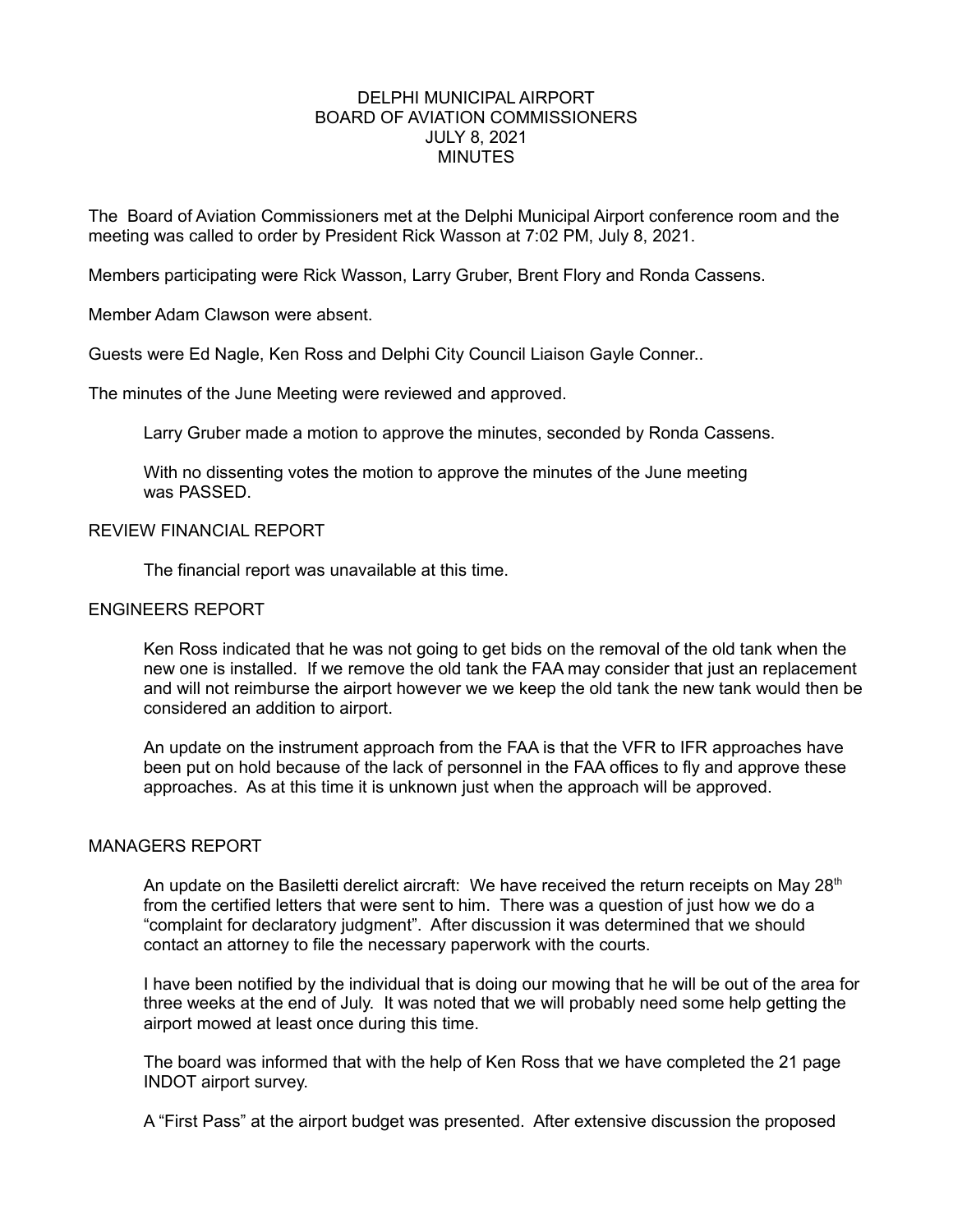DELPHI MUNICIPAL AIRPORT
BOARD OF AVIATION COMMISSIONERS
JULY 8, 2021
MINUTES

The Board of Aviation Commissioners met at the Delphi Municipal Airport conference room and the meeting was called to order by President Rick Wasson at 7:02 PM, July 8, 2021.

Members participating were Rick Wasson, Larry Gruber, Brent Flory and Ronda Cassens.

Member Adam Clawson were absent.

Guests were Ed Nagle, Ken Ross and Delphi City Council Liaison Gayle Conner..

The minutes of the June Meeting were reviewed and approved.

> Larry Gruber made a motion to approve the minutes, seconded by Ronda Cassens.
>
> With no dissenting votes the motion to approve the minutes of the June meeting was PASSED.

REVIEW FINANCIAL REPORT

> The financial report was unavailable at this time.

ENGINEERS REPORT

> Ken Ross indicated that he was not going to get bids on the removal of the old tank when the new one is installed. If we remove the old tank the FAA may consider that just an replacement and will not reimburse the airport however we we keep the old tank the new tank would then be considered an addition to airport.
>
> An update on the instrument approach from the FAA is that the VFR to IFR approaches have been put on hold because of the lack of personnel in the FAA offices to fly and approve these approaches. As at this time it is unknown just when the approach will be approved.

MANAGERS REPORT

> An update on the Basiletti derelict aircraft: We have received the return receipts on May 28th from the certified letters that were sent to him. There was a question of just how we do a "complaint for declaratory judgment". After discussion it was determined that we should contact an attorney to file the necessary paperwork with the courts.
>
> I have been notified by the individual that is doing our mowing that he will be out of the area for three weeks at the end of July. It was noted that we will probably need some help getting the airport mowed at least once during this time.
>
> The board was informed that with the help of Ken Ross that we have completed the 21 page INDOT airport survey.
>
> A "First Pass" at the airport budget was presented. After extensive discussion the proposed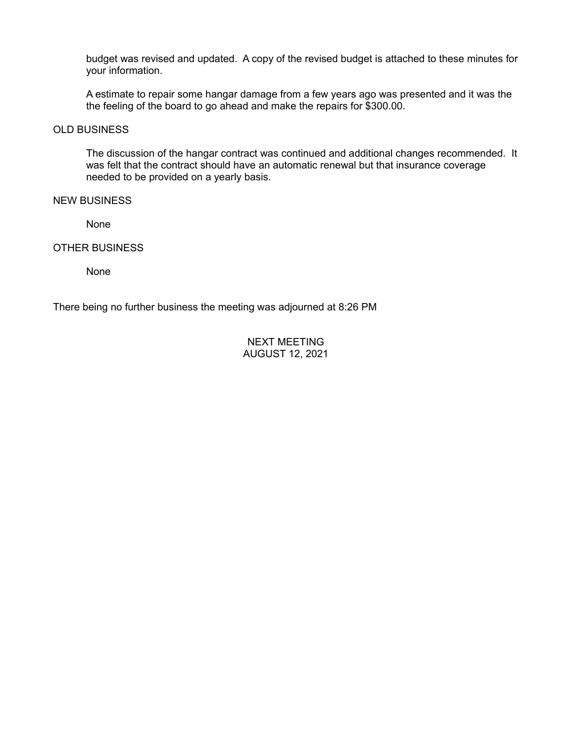budget was revised and updated. A copy of the revised budget is attached to these minutes for your information.

A estimate to repair some hangar damage from a few years ago was presented and it was the the feeling of the board to go ahead and make the repairs for $300.00.

## OLD BUSINESS

The discussion of the hangar contract was continued and additional changes recommended. It was felt that the contract should have an automatic renewal but that insurance coverage needed to be provided on a yearly basis.

## NEW BUSINESS

None

## OTHER BUSINESS

None

There being no further business the meeting was adjourned at 8:26 PM

NEXT MEETING
AUGUST 12, 2021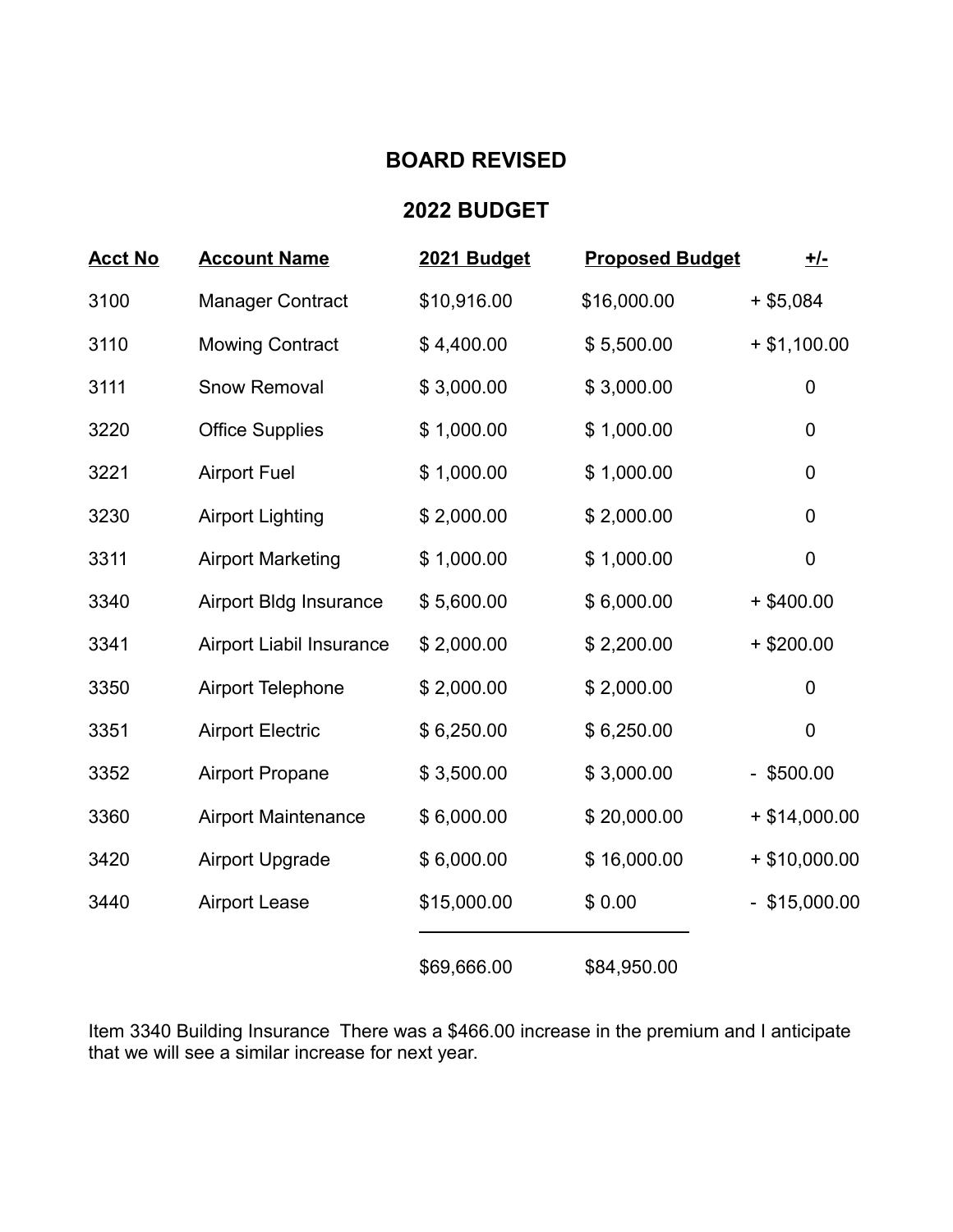## BOARD REVISED

## 2022 BUDGET

| Acct No | Account Name | 2021 Budget | Proposed Budget | +/- |
|---|---|---|---|---|
| 3100 | Manager Contract | $10,916.00 | $16,000.00 | + $5,084 |
| 3110 | Mowing Contract | $ 4,400.00 | $ 5,500.00 | + $1,100.00 |
| 3111 | Snow Removal | $ 3,000.00 | $ 3,000.00 | 0 |
| 3220 | Office Supplies | $ 1,000.00 | $ 1,000.00 | 0 |
| 3221 | Airport Fuel | $ 1,000.00 | $ 1,000.00 | 0 |
| 3230 | Airport Lighting | $ 2,000.00 | $ 2,000.00 | 0 |
| 3311 | Airport Marketing | $ 1,000.00 | $ 1,000.00 | 0 |
| 3340 | Airport Bldg Insurance | $ 5,600.00 | $ 6,000.00 | + $400.00 |
| 3341 | Airport Liabil Insurance | $ 2,000.00 | $ 2,200.00 | + $200.00 |
| 3350 | Airport Telephone | $ 2,000.00 | $ 2,000.00 | 0 |
| 3351 | Airport Electric | $ 6,250.00 | $ 6,250.00 | 0 |
| 3352 | Airport Propane | $ 3,500.00 | $ 3,000.00 | - $500.00 |
| 3360 | Airport Maintenance | $ 6,000.00 | $ 20,000.00 | + $14,000.00 |
| 3420 | Airport Upgrade | $ 6,000.00 | $ 16,000.00 | + $10,000.00 |
| 3440 | Airport Lease | $15,000.00 | $ 0.00 | - $15,000.00 |
| | | $69,666.00 | $84,950.00 | |

Item 3340 Building Insurance There was a $466.00 increase in the premium and I anticipate that we will see a similar increase for next year.